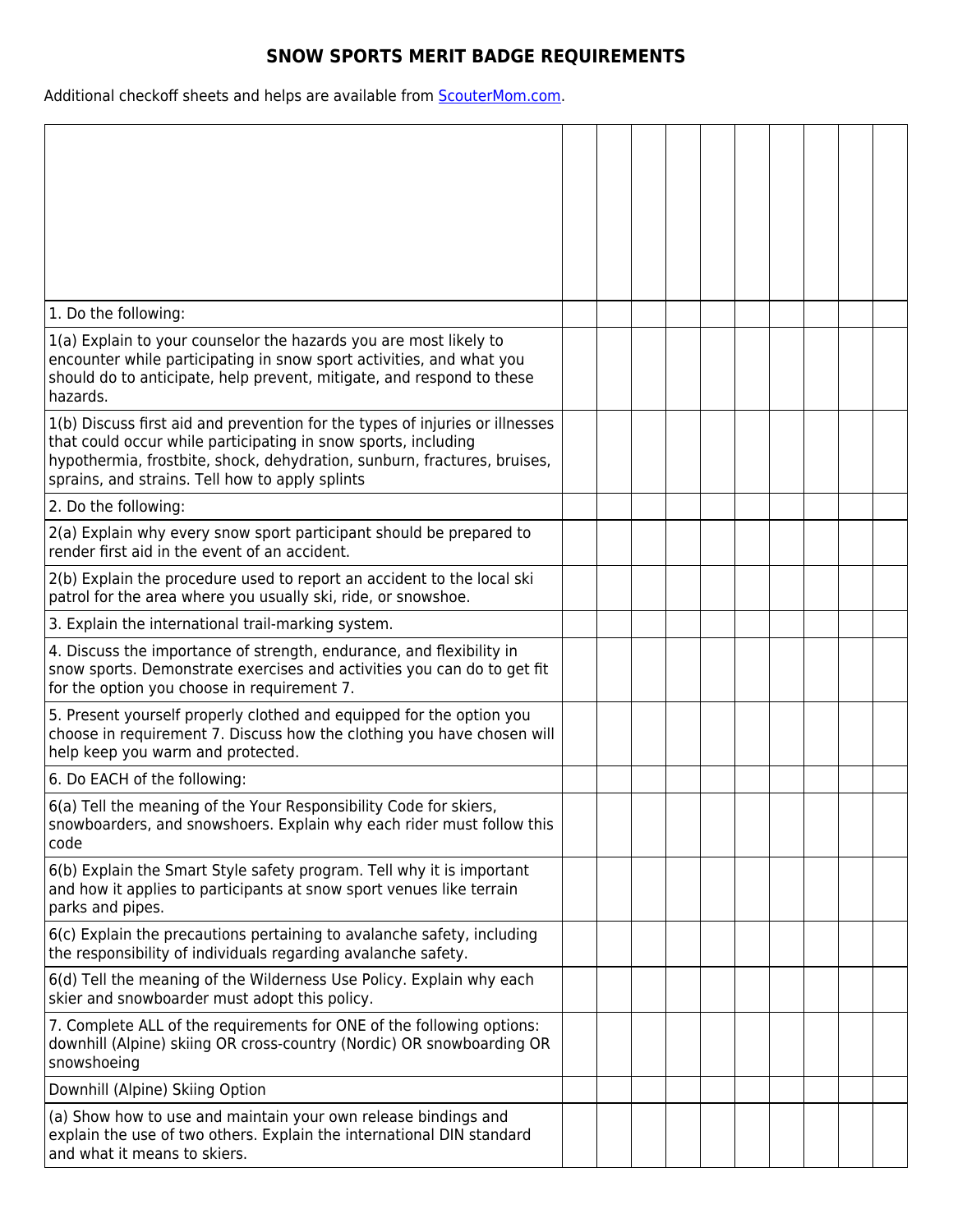# SNOW SPORTS MERIT BADGE REQUIREMENTS

Additional checkoff sheets and helps are available from [ScouterMom.com](https://scoutermom.com).

| | | | | | | | | | | |
|---|---|---|---|---|---|---|---|---|---|---|
| 1. Do the following: | | | | | | | | | | |
| 1(a) Explain to your counselor the hazards you are most likely to encounter while participating in snow sport activities, and what you should do to anticipate, help prevent, mitigate, and respond to these hazards. | | | | | | | | | | |
| 1(b) Discuss first aid and prevention for the types of injuries or illnesses that could occur while participating in snow sports, including hypothermia, frostbite, shock, dehydration, sunburn, fractures, bruises, sprains, and strains. Tell how to apply splints | | | | | | | | | | |
| 2. Do the following: | | | | | | | | | | |
| 2(a) Explain why every snow sport participant should be prepared to render first aid in the event of an accident. | | | | | | | | | | |
| 2(b) Explain the procedure used to report an accident to the local ski patrol for the area where you usually ski, ride, or snowshoe. | | | | | | | | | | |
| 3. Explain the international trail-marking system. | | | | | | | | | | |
| 4. Discuss the importance of strength, endurance, and flexibility in snow sports. Demonstrate exercises and activities you can do to get fit for the option you choose in requirement 7. | | | | | | | | | | |
| 5. Present yourself properly clothed and equipped for the option you choose in requirement 7. Discuss how the clothing you have chosen will help keep you warm and protected. | | | | | | | | | | |
| 6. Do EACH of the following: | | | | | | | | | | |
| 6(a) Tell the meaning of the Your Responsibility Code for skiers, snowboarders, and snowshoers. Explain why each rider must follow this code | | | | | | | | | | |
| 6(b) Explain the Smart Style safety program. Tell why it is important and how it applies to participants at snow sport venues like terrain parks and pipes. | | | | | | | | | | |
| 6(c) Explain the precautions pertaining to avalanche safety, including the responsibility of individuals regarding avalanche safety. | | | | | | | | | | |
| 6(d) Tell the meaning of the Wilderness Use Policy. Explain why each skier and snowboarder must adopt this policy. | | | | | | | | | | |
| 7. Complete ALL of the requirements for ONE of the following options: downhill (Alpine) skiing OR cross-country (Nordic) OR snowboarding OR snowshoeing | | | | | | | | | | |
| Downhill (Alpine) Skiing Option | | | | | | | | | | |
| (a) Show how to use and maintain your own release bindings and explain the use of two others. Explain the international DIN standard and what it means to skiers. | | | | | | | | | | |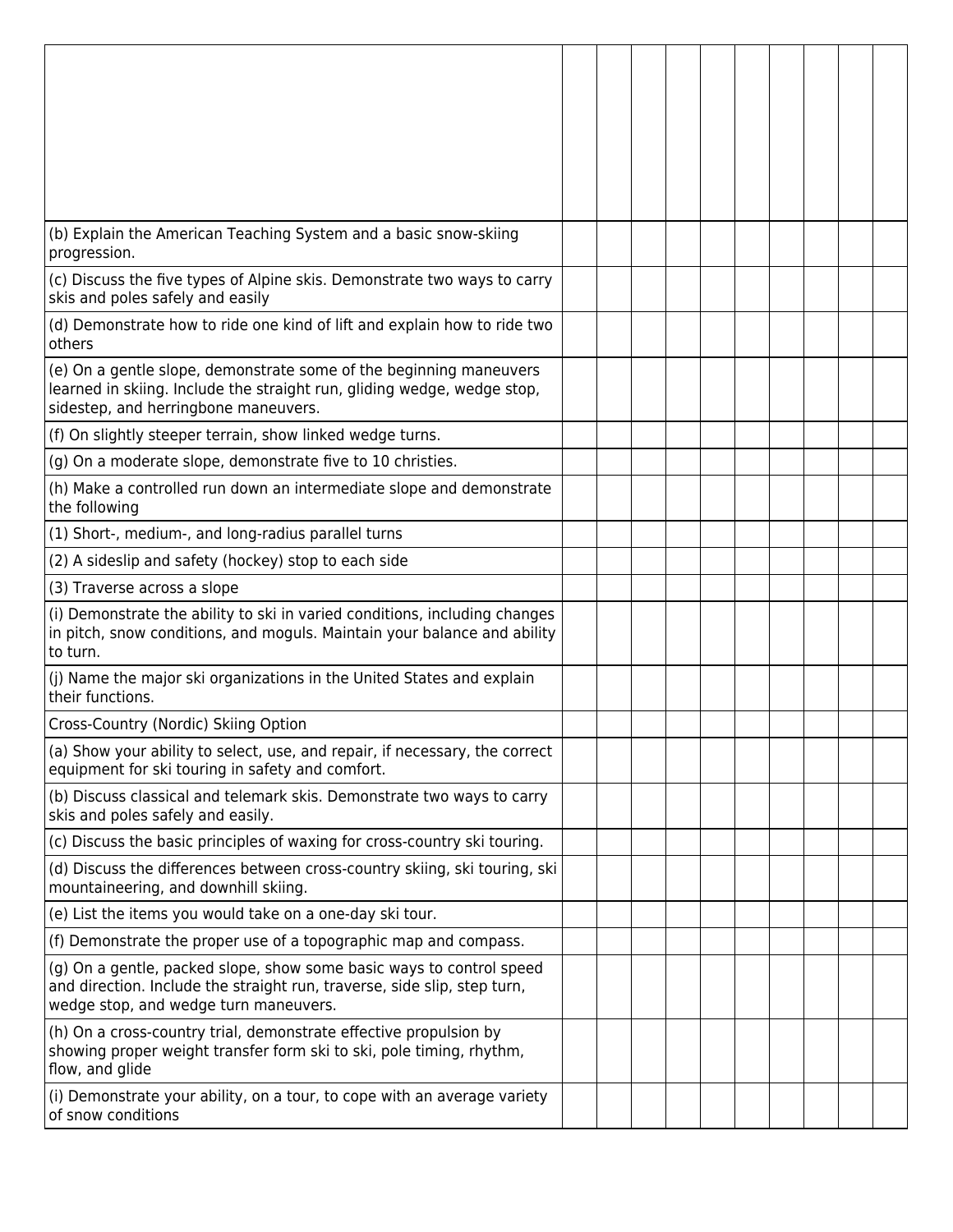| | | | | | | | | | | |
|---|---|---|---|---|---|---|---|---|---|---|
| | | | | | | | | | | |
| (b) Explain the American Teaching System and a basic snow-skiing progression. | | | | | | | | | | |
| (c) Discuss the five types of Alpine skis. Demonstrate two ways to carry skis and poles safely and easily | | | | | | | | | | |
| (d) Demonstrate how to ride one kind of lift and explain how to ride two others | | | | | | | | | | |
| (e) On a gentle slope, demonstrate some of the beginning maneuvers learned in skiing. Include the straight run, gliding wedge, wedge stop, sidestep, and herringbone maneuvers. | | | | | | | | | | |
| (f) On slightly steeper terrain, show linked wedge turns. | | | | | | | | | | |
| (g) On a moderate slope, demonstrate five to 10 christies. | | | | | | | | | | |
| (h) Make a controlled run down an intermediate slope and demonstrate the following | | | | | | | | | | |
| (1) Short-, medium-, and long-radius parallel turns | | | | | | | | | | |
| (2) A sideslip and safety (hockey) stop to each side | | | | | | | | | | |
| (3) Traverse across a slope | | | | | | | | | | |
| (i) Demonstrate the ability to ski in varied conditions, including changes in pitch, snow conditions, and moguls. Maintain your balance and ability to turn. | | | | | | | | | | |
| (j) Name the major ski organizations in the United States and explain their functions. | | | | | | | | | | |
| Cross-Country (Nordic) Skiing Option | | | | | | | | | | |
| (a) Show your ability to select, use, and repair, if necessary, the correct equipment for ski touring in safety and comfort. | | | | | | | | | | |
| (b) Discuss classical and telemark skis. Demonstrate two ways to carry skis and poles safely and easily. | | | | | | | | | | |
| (c) Discuss the basic principles of waxing for cross-country ski touring. | | | | | | | | | | |
| (d) Discuss the differences between cross-country skiing, ski touring, ski mountaineering, and downhill skiing. | | | | | | | | | | |
| (e) List the items you would take on a one-day ski tour. | | | | | | | | | | |
| (f) Demonstrate the proper use of a topographic map and compass. | | | | | | | | | | |
| (g) On a gentle, packed slope, show some basic ways to control speed and direction. Include the straight run, traverse, side slip, step turn, wedge stop, and wedge turn maneuvers. | | | | | | | | | | |
| (h) On a cross-country trial, demonstrate effective propulsion by showing proper weight transfer form ski to ski, pole timing, rhythm, flow, and glide | | | | | | | | | | |
| (i) Demonstrate your ability, on a tour, to cope with an average variety of snow conditions | | | | | | | | | | |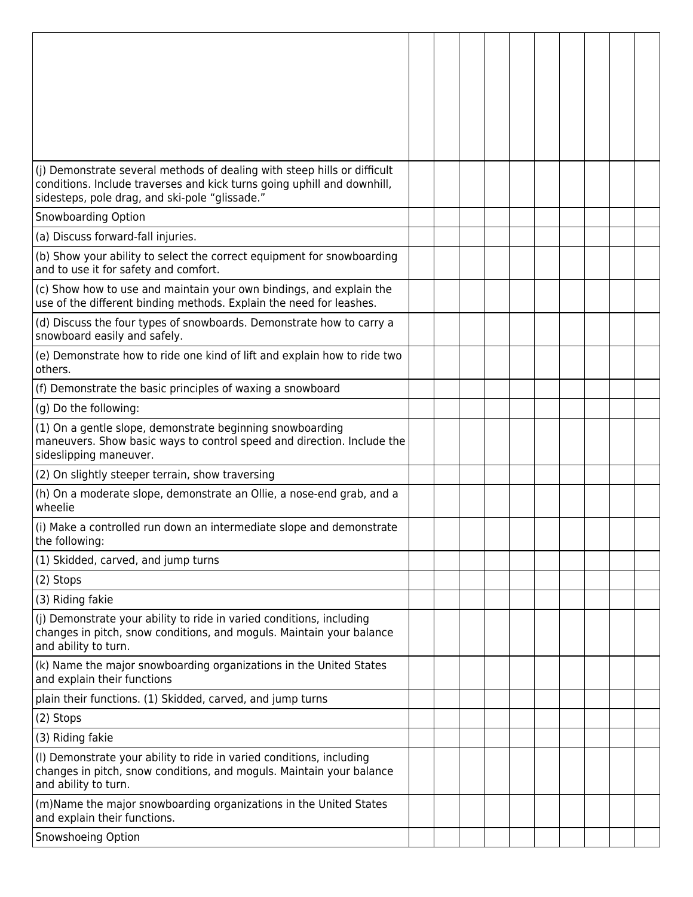| | | | | | | | | | | |
|---|---|---|---|---|---|---|---|---|---|---|
| (j) Demonstrate several methods of dealing with steep hills or difficult conditions. Include traverses and kick turns going uphill and downhill, sidesteps, pole drag, and ski-pole "glissade." | | | | | | | | | | |
| Snowboarding Option | | | | | | | | | | |
| (a) Discuss forward-fall injuries. | | | | | | | | | | |
| (b) Show your ability to select the correct equipment for snowboarding and to use it for safety and comfort. | | | | | | | | | | |
| (c) Show how to use and maintain your own bindings, and explain the use of the different binding methods. Explain the need for leashes. | | | | | | | | | | |
| (d) Discuss the four types of snowboards. Demonstrate how to carry a snowboard easily and safely. | | | | | | | | | | |
| (e) Demonstrate how to ride one kind of lift and explain how to ride two others. | | | | | | | | | | |
| (f) Demonstrate the basic principles of waxing a snowboard | | | | | | | | | | |
| (g) Do the following: | | | | | | | | | | |
| (1) On a gentle slope, demonstrate beginning snowboarding maneuvers. Show basic ways to control speed and direction. Include the sideslipping maneuver. | | | | | | | | | | |
| (2) On slightly steeper terrain, show traversing | | | | | | | | | | |
| (h) On a moderate slope, demonstrate an Ollie, a nose-end grab, and a wheelie | | | | | | | | | | |
| (i) Make a controlled run down an intermediate slope and demonstrate the following: | | | | | | | | | | |
| (1) Skidded, carved, and jump turns | | | | | | | | | | |
| (2) Stops | | | | | | | | | | |
| (3) Riding fakie | | | | | | | | | | |
| (j) Demonstrate your ability to ride in varied conditions, including changes in pitch, snow conditions, and moguls. Maintain your balance and ability to turn. | | | | | | | | | | |
| (k) Name the major snowboarding organizations in the United States and explain their functions | | | | | | | | | | |
| plain their functions. (1) Skidded, carved, and jump turns | | | | | | | | | | |
| (2) Stops | | | | | | | | | | |
| (3) Riding fakie | | | | | | | | | | |
| (l) Demonstrate your ability to ride in varied conditions, including changes in pitch, snow conditions, and moguls. Maintain your balance and ability to turn. | | | | | | | | | | |
| (m)Name the major snowboarding organizations in the United States and explain their functions. | | | | | | | | | | |
| Snowshoeing Option | | | | | | | | | | |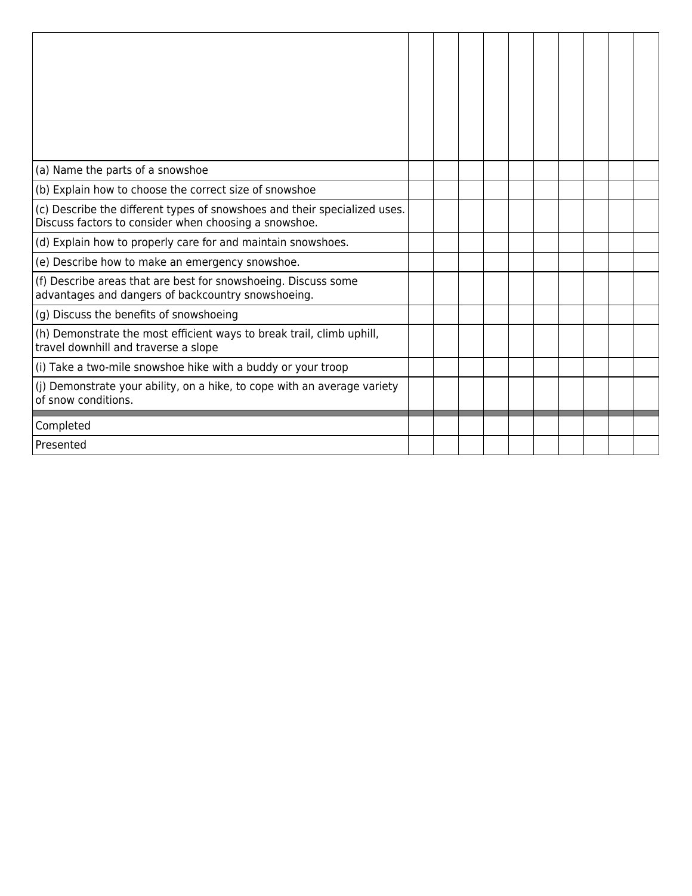| | | | | | | | | | | |
|---|---|---|---|---|---|---|---|---|---|---|
| (a) Name the parts of a snowshoe | | | | | | | | | | |
| (b) Explain how to choose the correct size of snowshoe | | | | | | | | | | |
| (c) Describe the different types of snowshoes and their specialized uses. Discuss factors to consider when choosing a snowshoe. | | | | | | | | | | |
| (d) Explain how to properly care for and maintain snowshoes. | | | | | | | | | | |
| (e) Describe how to make an emergency snowshoe. | | | | | | | | | | |
| (f) Describe areas that are best for snowshoeing. Discuss some advantages and dangers of backcountry snowshoeing. | | | | | | | | | | |
| (g) Discuss the benefits of snowshoeing | | | | | | | | | | |
| (h) Demonstrate the most efficient ways to break trail, climb uphill, travel downhill and traverse a slope | | | | | | | | | | |
| (i) Take a two-mile snowshoe hike with a buddy or your troop | | | | | | | | | | |
| (j) Demonstrate your ability, on a hike, to cope with an average variety of snow conditions. | | | | | | | | | | |
| Completed | | | | | | | | | | |
| Presented | | | | | | | | | | |